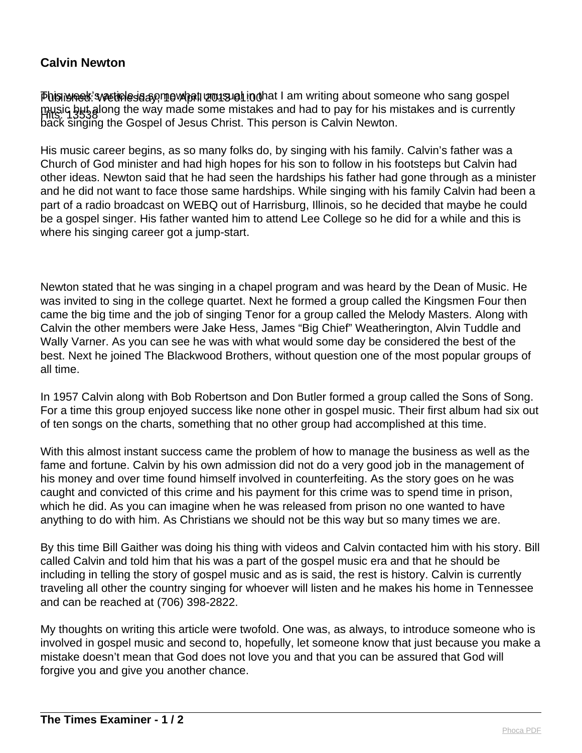# Calvin Newton

Published: Wednesday, 10 April 2013 01:00

Hits: 13538

This week's article is somewhat unusual in that I am writing about someone who sang gospel music but along the way made some mistakes and had to pay for his mistakes and is currently back singing the Gospel of Jesus Christ. This person is Calvin Newton.

His music career begins, as so many folks do, by singing with his family. Calvin's father was a Church of God minister and had high hopes for his son to follow in his footsteps but Calvin had other ideas. Newton said that he had seen the hardships his father had gone through as a minister and he did not want to face those same hardships. While singing with his family Calvin had been a part of a radio broadcast on WEBQ out of Harrisburg, Illinois, so he decided that maybe he could be a gospel singer. His father wanted him to attend Lee College so he did for a while and this is where his singing career got a jump-start.

Newton stated that he was singing in a chapel program and was heard by the Dean of Music. He was invited to sing in the college quartet. Next he formed a group called the Kingsmen Four then came the big time and the job of singing Tenor for a group called the Melody Masters. Along with Calvin the other members were Jake Hess, James "Big Chief" Weatherington, Alvin Tuddle and Wally Varner. As you can see he was with what would some day be considered the best of the best. Next he joined The Blackwood Brothers, without question one of the most popular groups of all time.

In 1957 Calvin along with Bob Robertson and Don Butler formed a group called the Sons of Song. For a time this group enjoyed success like none other in gospel music. Their first album had six out of ten songs on the charts, something that no other group had accomplished at this time.

With this almost instant success came the problem of how to manage the business as well as the fame and fortune. Calvin by his own admission did not do a very good job in the management of his money and over time found himself involved in counterfeiting. As the story goes on he was caught and convicted of this crime and his payment for this crime was to spend time in prison, which he did. As you can imagine when he was released from prison no one wanted to have anything to do with him. As Christians we should not be this way but so many times we are.

By this time Bill Gaither was doing his thing with videos and Calvin contacted him with his story. Bill called Calvin and told him that his was a part of the gospel music era and that he should be including in telling the story of gospel music and as is said, the rest is history. Calvin is currently traveling all other the country singing for whoever will listen and he makes his home in Tennessee and can be reached at (706) 398-2822.

My thoughts on writing this article were twofold. One was, as always, to introduce someone who is involved in gospel music and second to, hopefully, let someone know that just because you make a mistake doesn't mean that God does not love you and that you can be assured that God will forgive you and give you another chance.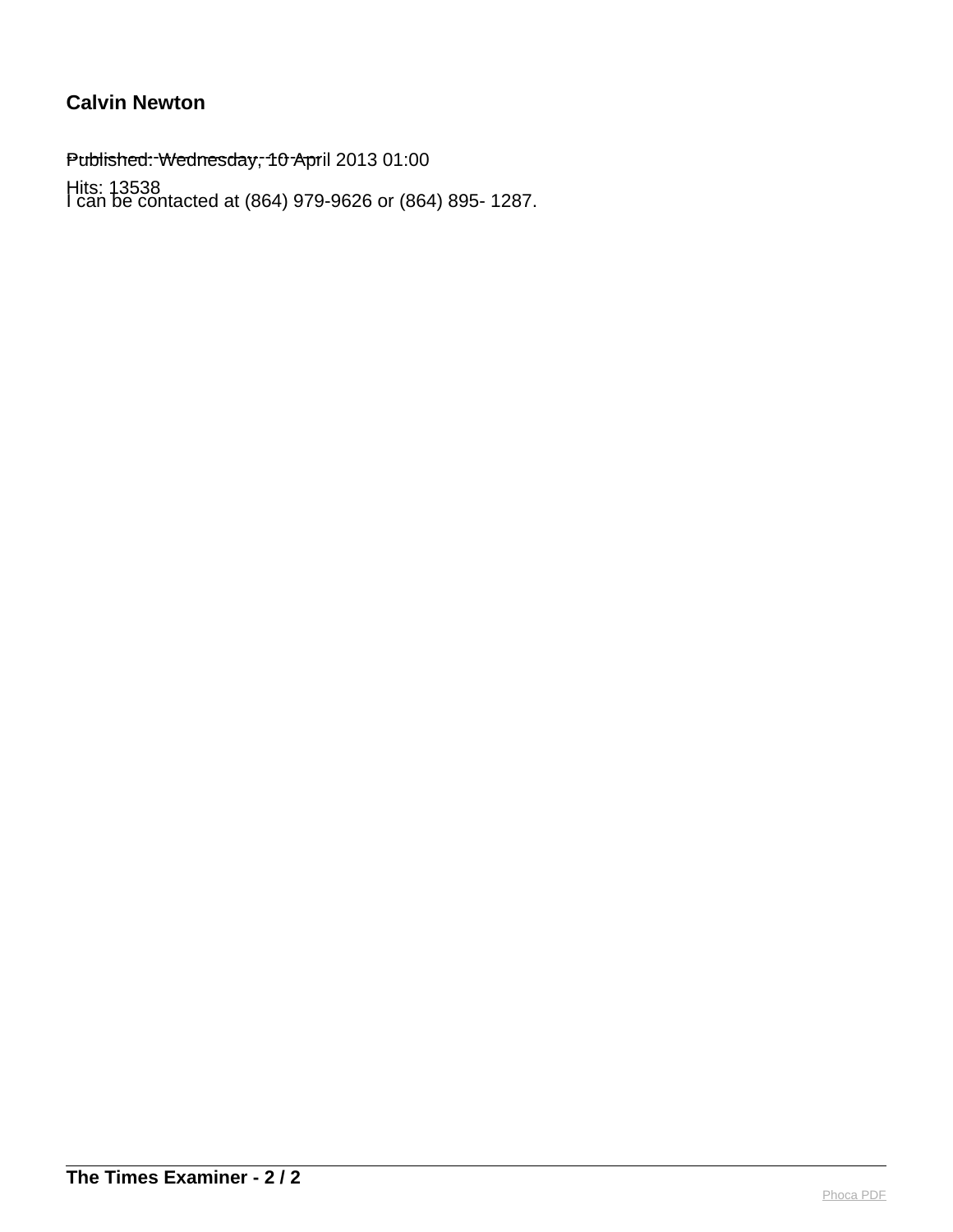**Calvin Newton**

Published: Wednesday, 10 April 2013 01:00

Hits: 13538

I can be contacted at (864) 979-9626 or (864) 895- 1287.